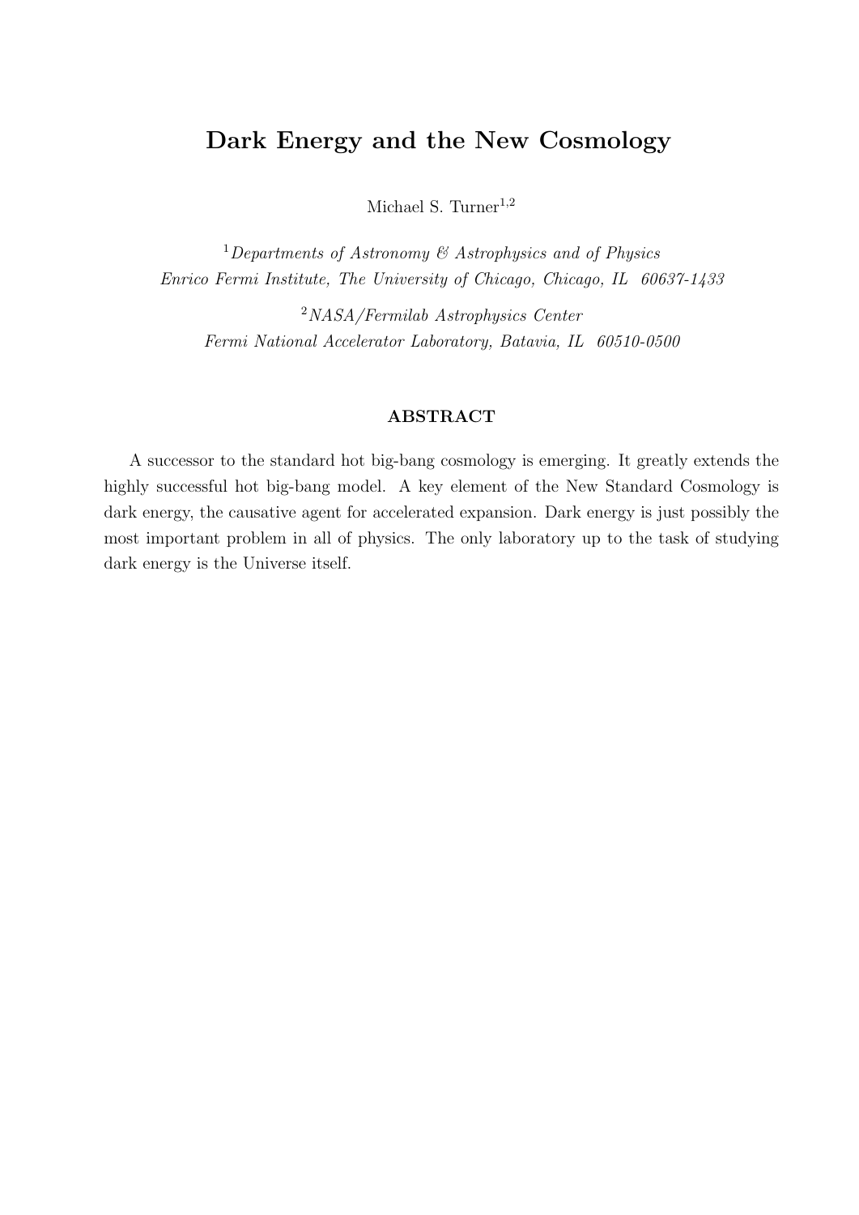# Dark Energy and the New Cosmology

Michael S. Turner[1,2]

[1] *Departments of Astronomy & Astrophysics and of Physics*
*Enrico Fermi Institute, The University of Chicago, Chicago, IL 60637-1433*

[2] *NASA/Fermilab Astrophysics Center*
*Fermi National Accelerator Laboratory, Batavia, IL 60510-0500*

## ABSTRACT

A successor to the standard hot big-bang cosmology is emerging. It greatly extends the highly successful hot big-bang model. A key element of the New Standard Cosmology is dark energy, the causative agent for accelerated expansion. Dark energy is just possibly the most important problem in all of physics. The only laboratory up to the task of studying dark energy is the Universe itself.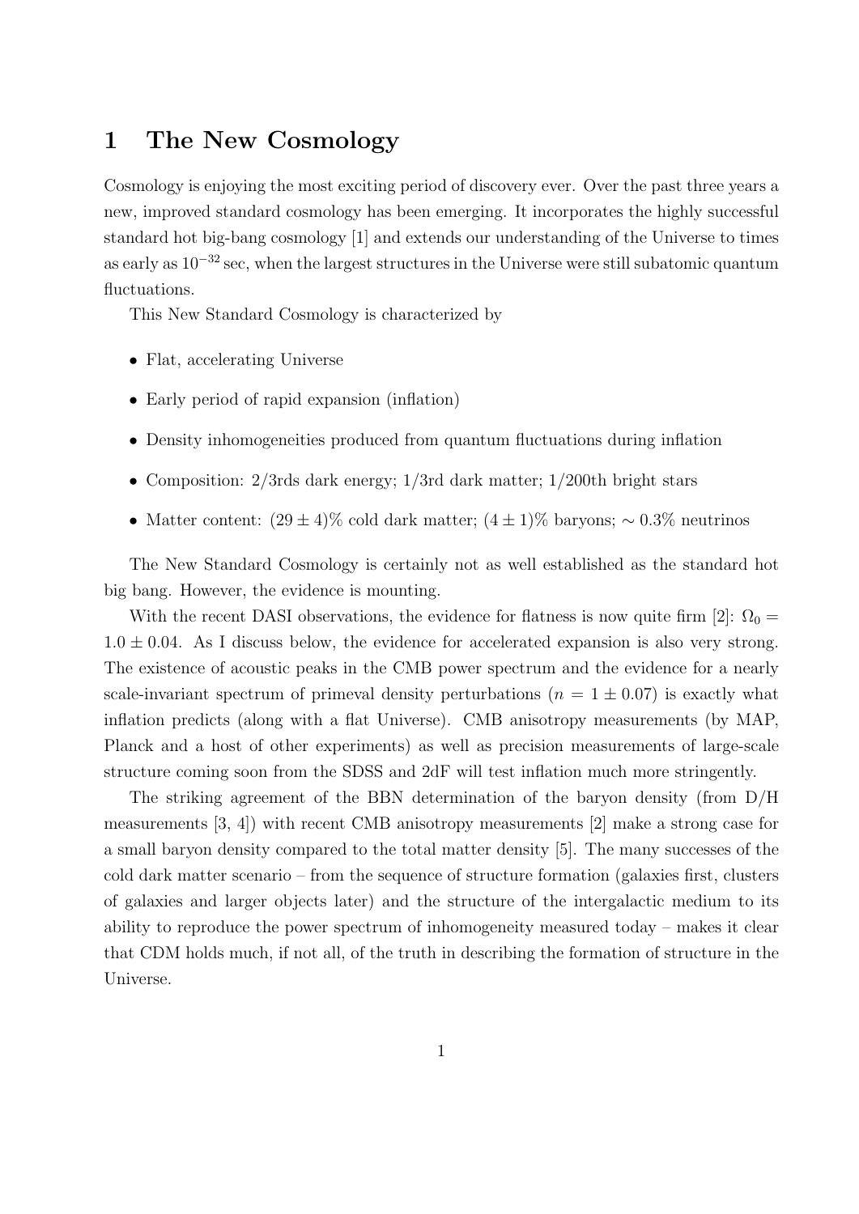# 1 The New Cosmology

Cosmology is enjoying the most exciting period of discovery ever. Over the past three years a new, improved standard cosmology has been emerging. It incorporates the highly successful standard hot big-bang cosmology [1] and extends our understanding of the Universe to times as early as $10^{-32}$ sec, when the largest structures in the Universe were still subatomic quantum fluctuations.

This New Standard Cosmology is characterized by

- Flat, accelerating Universe
- Early period of rapid expansion (inflation)
- Density inhomogeneities produced from quantum fluctuations during inflation
- Composition: 2/3rds dark energy; 1/3rd dark matter; 1/200th bright stars
- Matter content: $(29 \pm 4)\%$ cold dark matter; $(4 \pm 1)\%$ baryons; $\sim 0.3\%$ neutrinos

The New Standard Cosmology is certainly not as well established as the standard hot big bang. However, the evidence is mounting.

With the recent DASI observations, the evidence for flatness is now quite firm [2]: $\Omega_0 = 1.0 \pm 0.04$. As I discuss below, the evidence for accelerated expansion is also very strong. The existence of acoustic peaks in the CMB power spectrum and the evidence for a nearly scale-invariant spectrum of primeval density perturbations ($n = 1 \pm 0.07$) is exactly what inflation predicts (along with a flat Universe). CMB anisotropy measurements (by MAP, Planck and a host of other experiments) as well as precision measurements of large-scale structure coming soon from the SDSS and 2dF will test inflation much more stringently.

The striking agreement of the BBN determination of the baryon density (from D/H measurements [3, 4]) with recent CMB anisotropy measurements [2] make a strong case for a small baryon density compared to the total matter density [5]. The many successes of the cold dark matter scenario – from the sequence of structure formation (galaxies first, clusters of galaxies and larger objects later) and the structure of the intergalactic medium to its ability to reproduce the power spectrum of inhomogeneity measured today – makes it clear that CDM holds much, if not all, of the truth in describing the formation of structure in the Universe.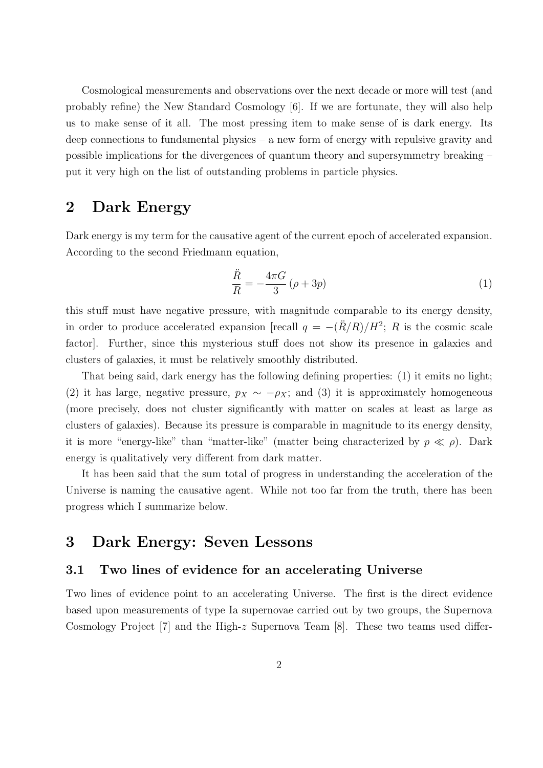Cosmological measurements and observations over the next decade or more will test (and probably refine) the New Standard Cosmology [6]. If we are fortunate, they will also help us to make sense of it all. The most pressing item to make sense of is dark energy. Its deep connections to fundamental physics – a new form of energy with repulsive gravity and possible implications for the divergences of quantum theory and supersymmetry breaking – put it very high on the list of outstanding problems in particle physics.

## 2 Dark Energy

Dark energy is my term for the causative agent of the current epoch of accelerated expansion. According to the second Friedmann equation,

$$\frac{\ddot{R}}{R} = -\frac{4\pi G}{3}\left(\rho + 3p\right) \tag{1}$$

this stuff must have negative pressure, with magnitude comparable to its energy density, in order to produce accelerated expansion [recall $q = -(\ddot{R}/R)/H^2$; $R$ is the cosmic scale factor]. Further, since this mysterious stuff does not show its presence in galaxies and clusters of galaxies, it must be relatively smoothly distributed.

That being said, dark energy has the following defining properties: (1) it emits no light; (2) it has large, negative pressure, $p_X \sim -\rho_X$; and (3) it is approximately homogeneous (more precisely, does not cluster significantly with matter on scales at least as large as clusters of galaxies). Because its pressure is comparable in magnitude to its energy density, it is more "energy-like" than "matter-like" (matter being characterized by $p \ll \rho$). Dark energy is qualitatively very different from dark matter.

It has been said that the sum total of progress in understanding the acceleration of the Universe is naming the causative agent. While not too far from the truth, there has been progress which I summarize below.

## 3 Dark Energy: Seven Lessons

### 3.1 Two lines of evidence for an accelerating Universe

Two lines of evidence point to an accelerating Universe. The first is the direct evidence based upon measurements of type Ia supernovae carried out by two groups, the Supernova Cosmology Project [7] and the High-$z$ Supernova Team [8]. These two teams used differ-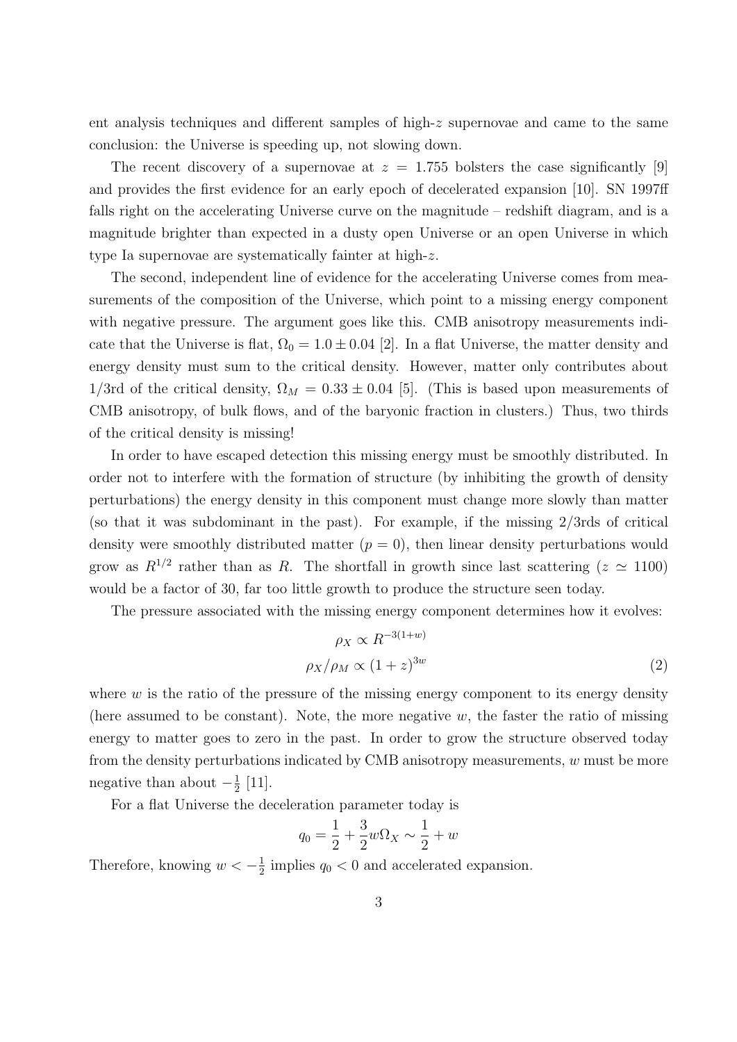ent analysis techniques and different samples of high-$z$ supernovae and came to the same conclusion: the Universe is speeding up, not slowing down.

The recent discovery of a supernovae at $z = 1.755$ bolsters the case significantly [9] and provides the first evidence for an early epoch of decelerated expansion [10]. SN 1997ff falls right on the accelerating Universe curve on the magnitude – redshift diagram, and is a magnitude brighter than expected in a dusty open Universe or an open Universe in which type Ia supernovae are systematically fainter at high-$z$.

The second, independent line of evidence for the accelerating Universe comes from measurements of the composition of the Universe, which point to a missing energy component with negative pressure. The argument goes like this. CMB anisotropy measurements indicate that the Universe is flat, $\Omega_0 = 1.0 \pm 0.04$ [2]. In a flat Universe, the matter density and energy density must sum to the critical density. However, matter only contributes about 1/3rd of the critical density, $\Omega_M = 0.33 \pm 0.04$ [5]. (This is based upon measurements of CMB anisotropy, of bulk flows, and of the baryonic fraction in clusters.) Thus, two thirds of the critical density is missing!

In order to have escaped detection this missing energy must be smoothly distributed. In order not to interfere with the formation of structure (by inhibiting the growth of density perturbations) the energy density in this component must change more slowly than matter (so that it was subdominant in the past). For example, if the missing 2/3rds of critical density were smoothly distributed matter ($p = 0$), then linear density perturbations would grow as $R^{1/2}$ rather than as $R$. The shortfall in growth since last scattering ($z \simeq 1100$) would be a factor of 30, far too little growth to produce the structure seen today.

The pressure associated with the missing energy component determines how it evolves:

$$\rho_X \propto R^{-3(1+w)}$$
$$\rho_X/\rho_M \propto (1+z)^{3w} \tag{2}$$

where $w$ is the ratio of the pressure of the missing energy component to its energy density (here assumed to be constant). Note, the more negative $w$, the faster the ratio of missing energy to matter goes to zero in the past. In order to grow the structure observed today from the density perturbations indicated by CMB anisotropy measurements, $w$ must be more negative than about $-\frac{1}{2}$ [11].

For a flat Universe the deceleration parameter today is

$$q_0 = \frac{1}{2} + \frac{3}{2} w \Omega_X \sim \frac{1}{2} + w$$

Therefore, knowing $w < -\frac{1}{2}$ implies $q_0 < 0$ and accelerated expansion.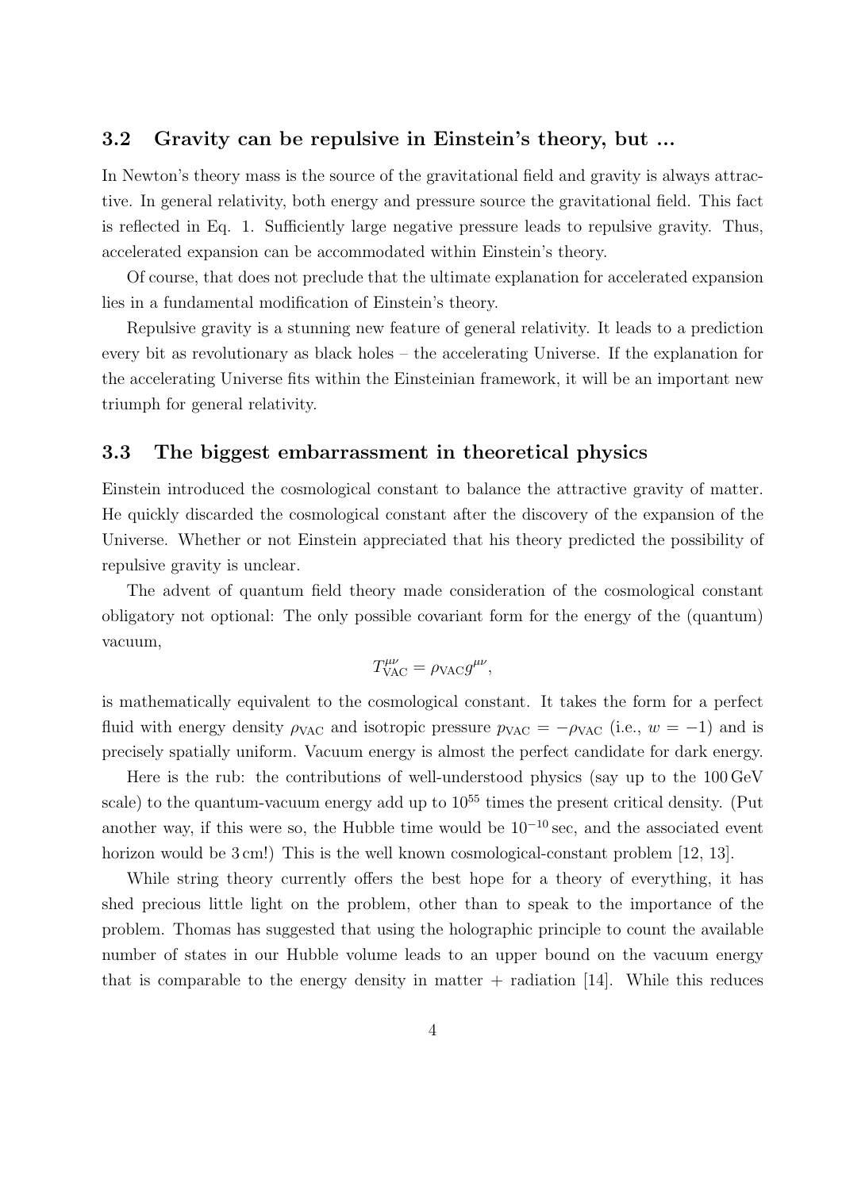### 3.2 Gravity can be repulsive in Einstein's theory, but ...

In Newton's theory mass is the source of the gravitational field and gravity is always attractive. In general relativity, both energy and pressure source the gravitational field. This fact is reflected in Eq. 1. Sufficiently large negative pressure leads to repulsive gravity. Thus, accelerated expansion can be accommodated within Einstein's theory.

Of course, that does not preclude that the ultimate explanation for accelerated expansion lies in a fundamental modification of Einstein's theory.

Repulsive gravity is a stunning new feature of general relativity. It leads to a prediction every bit as revolutionary as black holes – the accelerating Universe. If the explanation for the accelerating Universe fits within the Einsteinian framework, it will be an important new triumph for general relativity.

### 3.3 The biggest embarrassment in theoretical physics

Einstein introduced the cosmological constant to balance the attractive gravity of matter. He quickly discarded the cosmological constant after the discovery of the expansion of the Universe. Whether or not Einstein appreciated that his theory predicted the possibility of repulsive gravity is unclear.

The advent of quantum field theory made consideration of the cosmological constant obligatory not optional: The only possible covariant form for the energy of the (quantum) vacuum,

$$T^{\mu\nu}_{\rm VAC} = \rho_{\rm VAC} g^{\mu\nu},$$

is mathematically equivalent to the cosmological constant. It takes the form for a perfect fluid with energy density $\rho_{\rm VAC}$ and isotropic pressure $p_{\rm VAC} = -\rho_{\rm VAC}$ (i.e., $w = -1$) and is precisely spatially uniform. Vacuum energy is almost the perfect candidate for dark energy.

Here is the rub: the contributions of well-understood physics (say up to the 100 GeV scale) to the quantum-vacuum energy add up to $10^{55}$ times the present critical density. (Put another way, if this were so, the Hubble time would be $10^{-10}$ sec, and the associated event horizon would be 3 cm!) This is the well known cosmological-constant problem [12, 13].

While string theory currently offers the best hope for a theory of everything, it has shed precious little light on the problem, other than to speak to the importance of the problem. Thomas has suggested that using the holographic principle to count the available number of states in our Hubble volume leads to an upper bound on the vacuum energy that is comparable to the energy density in matter + radiation [14]. While this reduces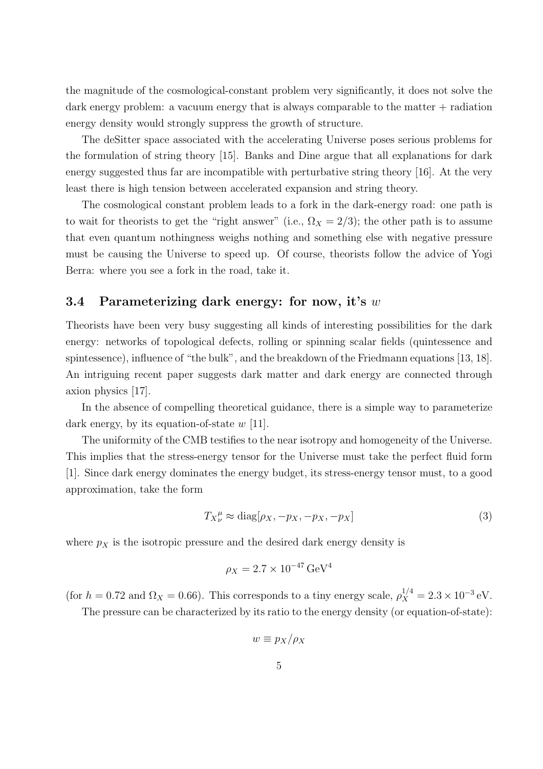the magnitude of the cosmological-constant problem very significantly, it does not solve the dark energy problem: a vacuum energy that is always comparable to the matter + radiation energy density would strongly suppress the growth of structure.

The deSitter space associated with the accelerating Universe poses serious problems for the formulation of string theory [15]. Banks and Dine argue that all explanations for dark energy suggested thus far are incompatible with perturbative string theory [16]. At the very least there is high tension between accelerated expansion and string theory.

The cosmological constant problem leads to a fork in the dark-energy road: one path is to wait for theorists to get the "right answer" (i.e., $\Omega_X = 2/3$); the other path is to assume that even quantum nothingness weighs nothing and something else with negative pressure must be causing the Universe to speed up. Of course, theorists follow the advice of Yogi Berra: where you see a fork in the road, take it.

### 3.4 Parameterizing dark energy: for now, it's $w$

Theorists have been very busy suggesting all kinds of interesting possibilities for the dark energy: networks of topological defects, rolling or spinning scalar fields (quintessence and spintessence), influence of "the bulk", and the breakdown of the Friedmann equations [13, 18]. An intriguing recent paper suggests dark matter and dark energy are connected through axion physics [17].

In the absence of compelling theoretical guidance, there is a simple way to parameterize dark energy, by its equation-of-state $w$ [11].

The uniformity of the CMB testifies to the near isotropy and homogeneity of the Universe. This implies that the stress-energy tensor for the Universe must take the perfect fluid form [1]. Since dark energy dominates the energy budget, its stress-energy tensor must, to a good approximation, take the form

$$T_{X\,\nu}^{\;\mu} \approx \mathrm{diag}[\rho_X, -p_X, -p_X, -p_X] \tag{3}$$

where $p_X$ is the isotropic pressure and the desired dark energy density is

$$\rho_X = 2.7 \times 10^{-47}\,\mathrm{GeV}^4$$

(for $h = 0.72$ and $\Omega_X = 0.66$). This corresponds to a tiny energy scale, $\rho_X^{1/4} = 2.3 \times 10^{-3}\,\mathrm{eV}$.

The pressure can be characterized by its ratio to the energy density (or equation-of-state):

$$w \equiv p_X / \rho_X$$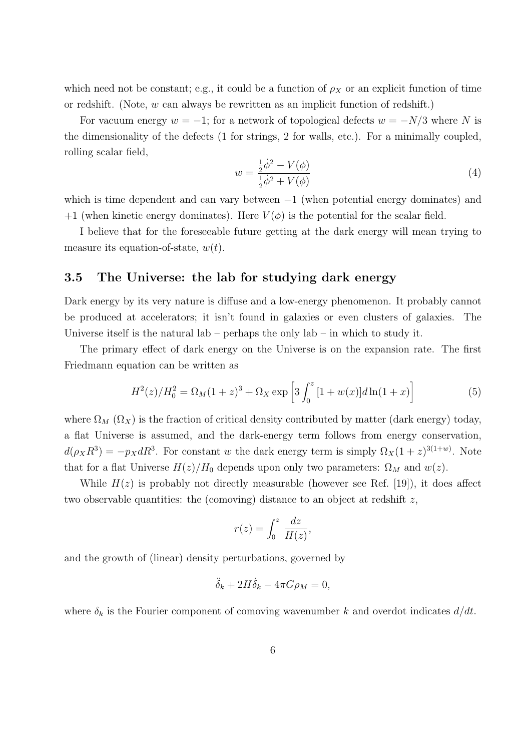which need not be constant; e.g., it could be a function of $\rho_X$ or an explicit function of time or redshift. (Note, $w$ can always be rewritten as an implicit function of redshift.)

For vacuum energy $w = -1$; for a network of topological defects $w = -N/3$ where $N$ is the dimensionality of the defects (1 for strings, 2 for walls, etc.). For a minimally coupled, rolling scalar field,

$$w = \frac{\frac{1}{2}\dot{\phi}^2 - V(\phi)}{\frac{1}{2}\dot{\phi}^2 + V(\phi)} \tag{4}$$

which is time dependent and can vary between $-1$ (when potential energy dominates) and $+1$ (when kinetic energy dominates). Here $V(\phi)$ is the potential for the scalar field.

I believe that for the foreseeable future getting at the dark energy will mean trying to measure its equation-of-state, $w(t)$.

### 3.5 The Universe: the lab for studying dark energy

Dark energy by its very nature is diffuse and a low-energy phenomenon. It probably cannot be produced at accelerators; it isn't found in galaxies or even clusters of galaxies. The Universe itself is the natural lab – perhaps the only lab – in which to study it.

The primary effect of dark energy on the Universe is on the expansion rate. The first Friedmann equation can be written as

$$H^2(z)/H_0^2 = \Omega_M(1+z)^3 + \Omega_X \exp\left[3\int_0^z [1+w(x)]d\ln(1+x)\right] \tag{5}$$

where $\Omega_M$ ($\Omega_X$) is the fraction of critical density contributed by matter (dark energy) today, a flat Universe is assumed, and the dark-energy term follows from energy conservation, $d(\rho_X R^3) = -p_X dR^3$. For constant $w$ the dark energy term is simply $\Omega_X(1+z)^{3(1+w)}$. Note that for a flat Universe $H(z)/H_0$ depends upon only two parameters: $\Omega_M$ and $w(z)$.

While $H(z)$ is probably not directly measurable (however see Ref. [19]), it does affect two observable quantities: the (comoving) distance to an object at redshift $z$,

$$r(z) = \int_0^z \frac{dz}{H(z)},$$

and the growth of (linear) density perturbations, governed by

$$\ddot{\delta}_k + 2H\dot{\delta}_k - 4\pi G\rho_M = 0,$$

where $\delta_k$ is the Fourier component of comoving wavenumber $k$ and overdot indicates $d/dt$.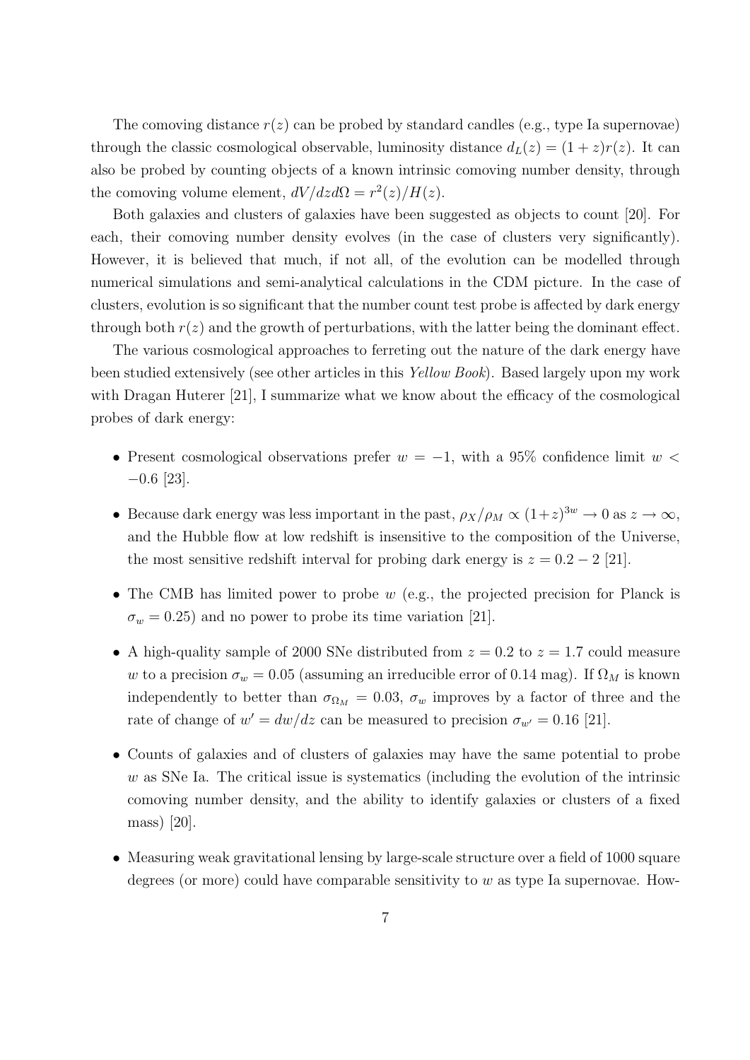The comoving distance $r(z)$ can be probed by standard candles (e.g., type Ia supernovae) through the classic cosmological observable, luminosity distance $d_L(z) = (1+z)r(z)$. It can also be probed by counting objects of a known intrinsic comoving number density, through the comoving volume element, $dV/dzd\Omega = r^2(z)/H(z)$.

Both galaxies and clusters of galaxies have been suggested as objects to count [20]. For each, their comoving number density evolves (in the case of clusters very significantly). However, it is believed that much, if not all, of the evolution can be modelled through numerical simulations and semi-analytical calculations in the CDM picture. In the case of clusters, evolution is so significant that the number count test probe is affected by dark energy through both $r(z)$ and the growth of perturbations, with the latter being the dominant effect.

The various cosmological approaches to ferreting out the nature of the dark energy have been studied extensively (see other articles in this *Yellow Book*). Based largely upon my work with Dragan Huterer [21], I summarize what we know about the efficacy of the cosmological probes of dark energy:

- Present cosmological observations prefer $w = -1$, with a 95% confidence limit $w < -0.6$ [23].
- Because dark energy was less important in the past, $\rho_X/\rho_M \propto (1+z)^{3w} \to 0$ as $z \to \infty$, and the Hubble flow at low redshift is insensitive to the composition of the Universe, the most sensitive redshift interval for probing dark energy is $z = 0.2 - 2$ [21].
- The CMB has limited power to probe $w$ (e.g., the projected precision for Planck is $\sigma_w = 0.25$) and no power to probe its time variation [21].
- A high-quality sample of 2000 SNe distributed from $z = 0.2$ to $z = 1.7$ could measure $w$ to a precision $\sigma_w = 0.05$ (assuming an irreducible error of 0.14 mag). If $\Omega_M$ is known independently to better than $\sigma_{\Omega_M} = 0.03$, $\sigma_w$ improves by a factor of three and the rate of change of $w' = dw/dz$ can be measured to precision $\sigma_{w'} = 0.16$ [21].
- Counts of galaxies and of clusters of galaxies may have the same potential to probe $w$ as SNe Ia. The critical issue is systematics (including the evolution of the intrinsic comoving number density, and the ability to identify galaxies or clusters of a fixed mass) [20].
- Measuring weak gravitational lensing by large-scale structure over a field of 1000 square degrees (or more) could have comparable sensitivity to $w$ as type Ia supernovae. How-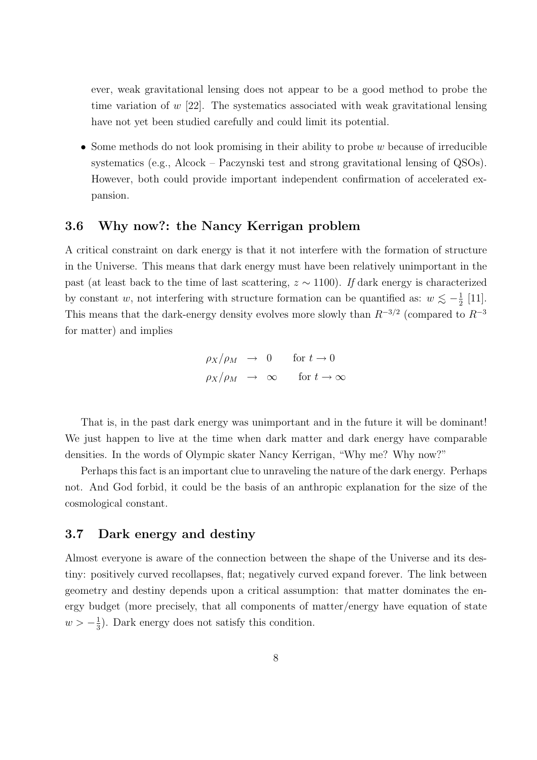ever, weak gravitational lensing does not appear to be a good method to probe the time variation of $w$ [22]. The systematics associated with weak gravitational lensing have not yet been studied carefully and could limit its potential.

- Some methods do not look promising in their ability to probe $w$ because of irreducible systematics (e.g., Alcock – Paczynski test and strong gravitational lensing of QSOs). However, both could provide important independent confirmation of accelerated expansion.

### 3.6 Why now?: the Nancy Kerrigan problem

A critical constraint on dark energy is that it not interfere with the formation of structure in the Universe. This means that dark energy must have been relatively unimportant in the past (at least back to the time of last scattering, $z \sim 1100$). *If* dark energy is characterized by constant $w$, not interfering with structure formation can be quantified as: $w \lesssim -\frac{1}{2}$ [11]. This means that the dark-energy density evolves more slowly than $R^{-3/2}$ (compared to $R^{-3}$ for matter) and implies

$$
\begin{aligned}
\rho_X/\rho_M &\rightarrow 0 \qquad \text{for } t \rightarrow 0 \\
\rho_X/\rho_M &\rightarrow \infty \qquad \text{for } t \rightarrow \infty
\end{aligned}
$$

That is, in the past dark energy was unimportant and in the future it will be dominant! We just happen to live at the time when dark matter and dark energy have comparable densities. In the words of Olympic skater Nancy Kerrigan, "Why me? Why now?"

Perhaps this fact is an important clue to unraveling the nature of the dark energy. Perhaps not. And God forbid, it could be the basis of an anthropic explanation for the size of the cosmological constant.

### 3.7 Dark energy and destiny

Almost everyone is aware of the connection between the shape of the Universe and its destiny: positively curved recollapses, flat; negatively curved expand forever. The link between geometry and destiny depends upon a critical assumption: that matter dominates the energy budget (more precisely, that all components of matter/energy have equation of state $w > -\frac{1}{3}$). Dark energy does not satisfy this condition.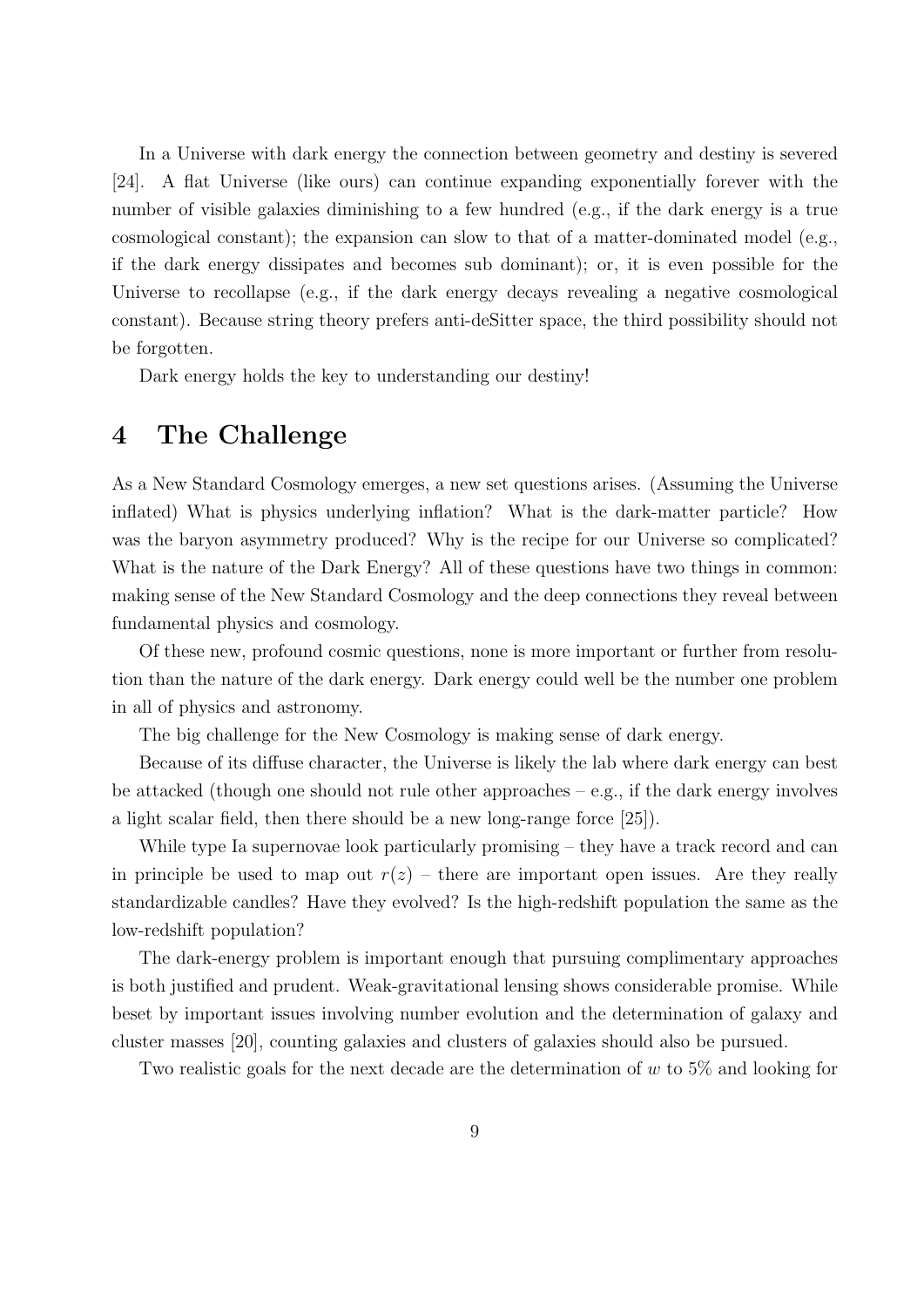In a Universe with dark energy the connection between geometry and destiny is severed [24]. A flat Universe (like ours) can continue expanding exponentially forever with the number of visible galaxies diminishing to a few hundred (e.g., if the dark energy is a true cosmological constant); the expansion can slow to that of a matter-dominated model (e.g., if the dark energy dissipates and becomes sub dominant); or, it is even possible for the Universe to recollapse (e.g., if the dark energy decays revealing a negative cosmological constant). Because string theory prefers anti-deSitter space, the third possibility should not be forgotten.

Dark energy holds the key to understanding our destiny!

# 4 The Challenge

As a New Standard Cosmology emerges, a new set questions arises. (Assuming the Universe inflated) What is physics underlying inflation? What is the dark-matter particle? How was the baryon asymmetry produced? Why is the recipe for our Universe so complicated? What is the nature of the Dark Energy? All of these questions have two things in common: making sense of the New Standard Cosmology and the deep connections they reveal between fundamental physics and cosmology.

Of these new, profound cosmic questions, none is more important or further from resolution than the nature of the dark energy. Dark energy could well be the number one problem in all of physics and astronomy.

The big challenge for the New Cosmology is making sense of dark energy.

Because of its diffuse character, the Universe is likely the lab where dark energy can best be attacked (though one should not rule other approaches – e.g., if the dark energy involves a light scalar field, then there should be a new long-range force [25]).

While type Ia supernovae look particularly promising – they have a track record and can in principle be used to map out $r(z)$ – there are important open issues. Are they really standardizable candles? Have they evolved? Is the high-redshift population the same as the low-redshift population?

The dark-energy problem is important enough that pursuing complimentary approaches is both justified and prudent. Weak-gravitational lensing shows considerable promise. While beset by important issues involving number evolution and the determination of galaxy and cluster masses [20], counting galaxies and clusters of galaxies should also be pursued.

Two realistic goals for the next decade are the determination of $w$ to 5% and looking for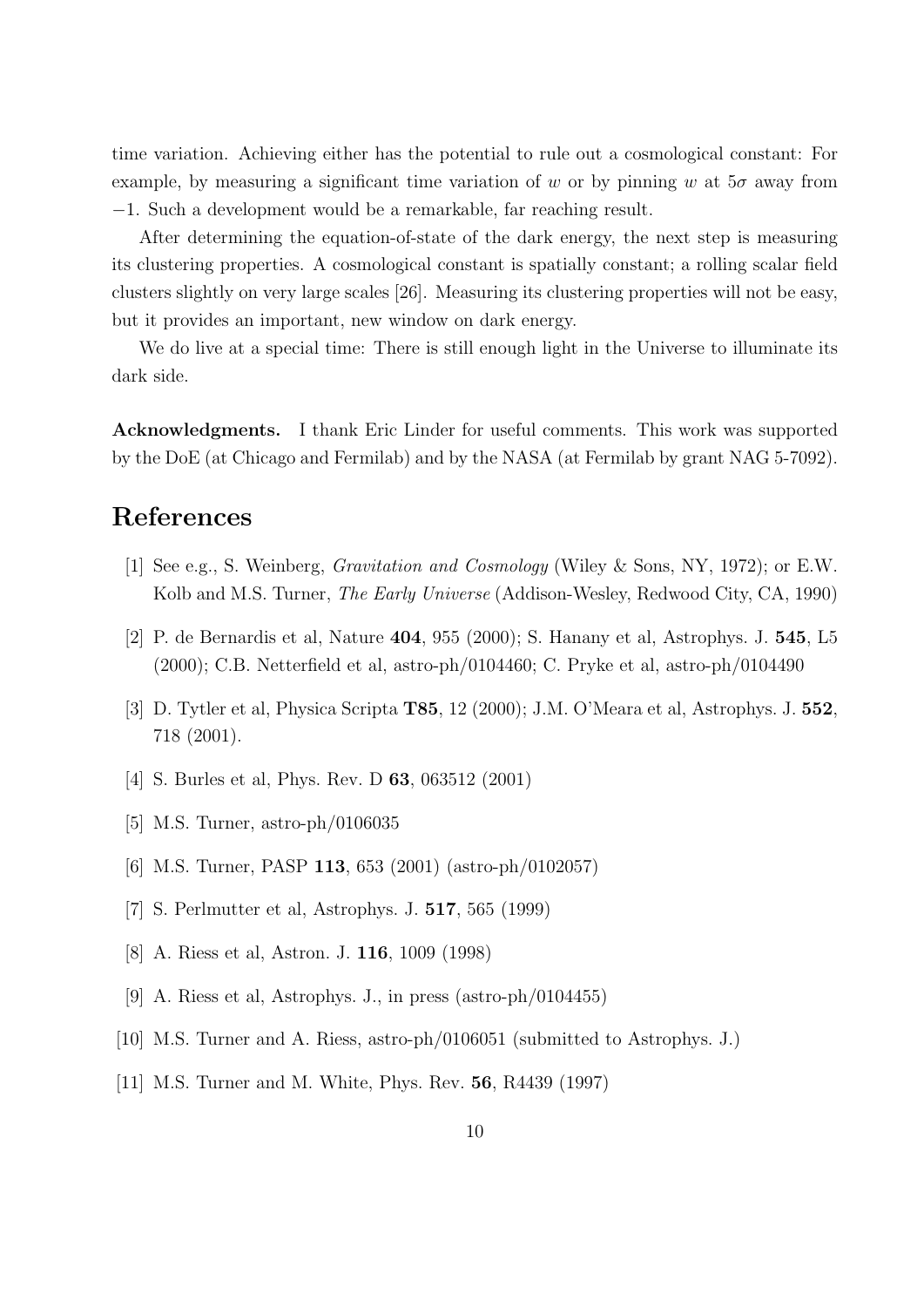time variation. Achieving either has the potential to rule out a cosmological constant: For example, by measuring a significant time variation of $w$ or by pinning $w$ at $5\sigma$ away from $-1$. Such a development would be a remarkable, far reaching result.

After determining the equation-of-state of the dark energy, the next step is measuring its clustering properties. A cosmological constant is spatially constant; a rolling scalar field clusters slightly on very large scales [26]. Measuring its clustering properties will not be easy, but it provides an important, new window on dark energy.

We do live at a special time: There is still enough light in the Universe to illuminate its dark side.

**Acknowledgments.** I thank Eric Linder for useful comments. This work was supported by the DoE (at Chicago and Fermilab) and by the NASA (at Fermilab by grant NAG 5-7092).

# References

[1] See e.g., S. Weinberg, *Gravitation and Cosmology* (Wiley & Sons, NY, 1972); or E.W. Kolb and M.S. Turner, *The Early Universe* (Addison-Wesley, Redwood City, CA, 1990)

[2] P. de Bernardis et al, Nature **404**, 955 (2000); S. Hanany et al, Astrophys. J. **545**, L5 (2000); C.B. Netterfield et al, astro-ph/0104460; C. Pryke et al, astro-ph/0104490

[3] D. Tytler et al, Physica Scripta **T85**, 12 (2000); J.M. O'Meara et al, Astrophys. J. **552**, 718 (2001).

[4] S. Burles et al, Phys. Rev. D **63**, 063512 (2001)

[5] M.S. Turner, astro-ph/0106035

[6] M.S. Turner, PASP **113**, 653 (2001) (astro-ph/0102057)

[7] S. Perlmutter et al, Astrophys. J. **517**, 565 (1999)

[8] A. Riess et al, Astron. J. **116**, 1009 (1998)

[9] A. Riess et al, Astrophys. J., in press (astro-ph/0104455)

[10] M.S. Turner and A. Riess, astro-ph/0106051 (submitted to Astrophys. J.)

[11] M.S. Turner and M. White, Phys. Rev. **56**, R4439 (1997)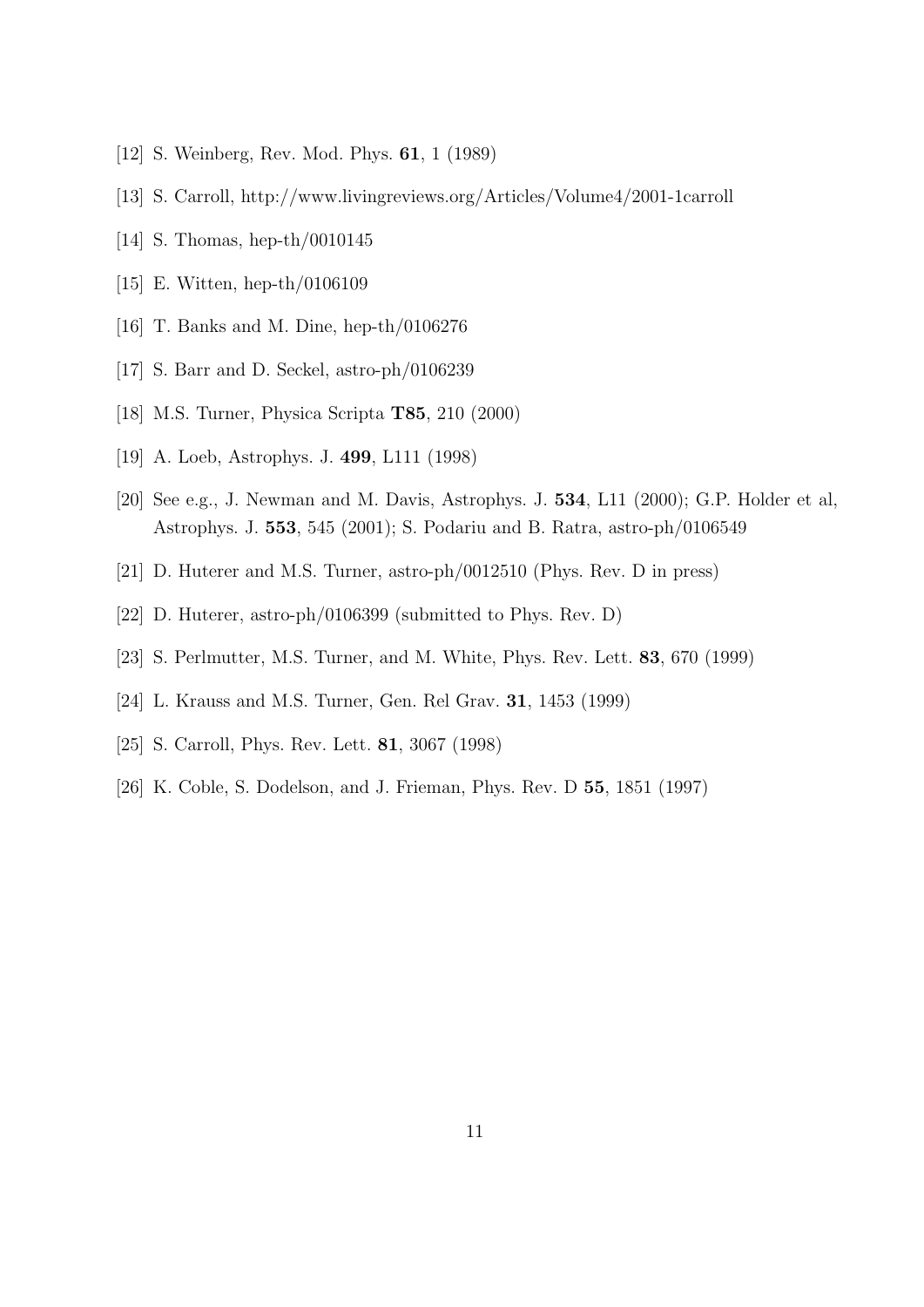[12] S. Weinberg, Rev. Mod. Phys. **61**, 1 (1989)

[13] S. Carroll, http://www.livingreviews.org/Articles/Volume4/2001-1carroll

[14] S. Thomas, hep-th/0010145

[15] E. Witten, hep-th/0106109

[16] T. Banks and M. Dine, hep-th/0106276

[17] S. Barr and D. Seckel, astro-ph/0106239

[18] M.S. Turner, Physica Scripta **T85**, 210 (2000)

[19] A. Loeb, Astrophys. J. **499**, L111 (1998)

[20] See e.g., J. Newman and M. Davis, Astrophys. J. **534**, L11 (2000); G.P. Holder et al, Astrophys. J. **553**, 545 (2001); S. Podariu and B. Ratra, astro-ph/0106549

[21] D. Huterer and M.S. Turner, astro-ph/0012510 (Phys. Rev. D in press)

[22] D. Huterer, astro-ph/0106399 (submitted to Phys. Rev. D)

[23] S. Perlmutter, M.S. Turner, and M. White, Phys. Rev. Lett. **83**, 670 (1999)

[24] L. Krauss and M.S. Turner, Gen. Rel Grav. **31**, 1453 (1999)

[25] S. Carroll, Phys. Rev. Lett. **81**, 3067 (1998)

[26] K. Coble, S. Dodelson, and J. Frieman, Phys. Rev. D **55**, 1851 (1997)